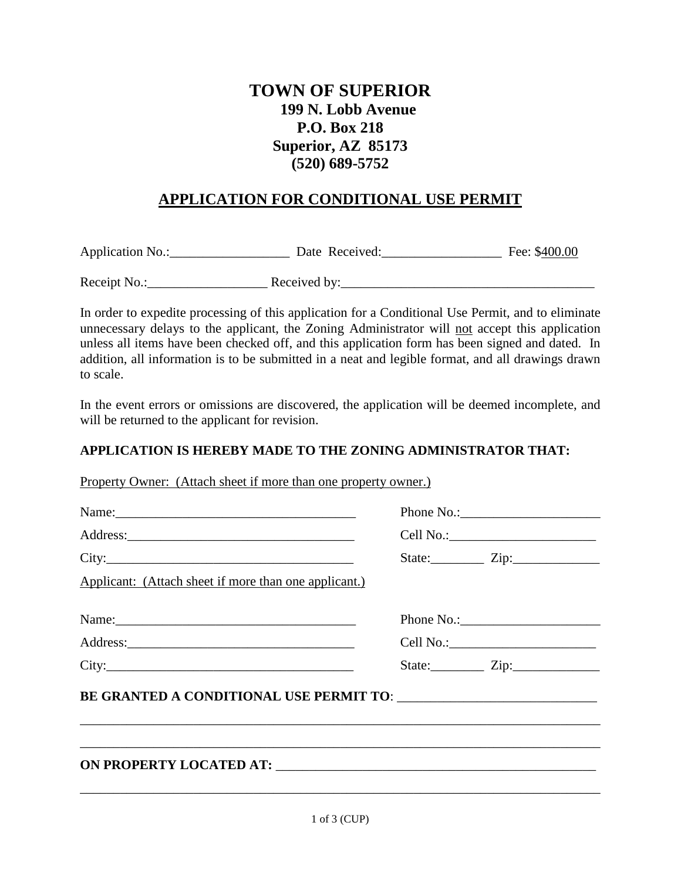# TOWN OF SUPERIOR

**199 N. Lobb Avenue**
**P.O. Box 218**
**Superior, AZ 85173**
**(520) 689-5752**

## APPLICATION FOR CONDITIONAL USE PERMIT

Application No.:__________________ Date Received:__________________ Fee: $400.00

Receipt No.:__________________ Received by:______________________________________

In order to expedite processing of this application for a Conditional Use Permit, and to eliminate unnecessary delays to the applicant, the Zoning Administrator will not accept this application unless all items have been checked off, and this application form has been signed and dated. In addition, all information is to be submitted in a neat and legible format, and all drawings drawn to scale.

In the event errors or omissions are discovered, the application will be deemed incomplete, and will be returned to the applicant for revision.

**APPLICATION IS HEREBY MADE TO THE ZONING ADMINISTRATOR THAT:**

Property Owner: (Attach sheet if more than one property owner.)

Name:_____________________________________ Phone No.:_____________________

Address:___________________________________ Cell No.:______________________

City:______________________________________ State:________ Zip:_____________

Applicant: (Attach sheet if more than one applicant.)

Name:_____________________________________ Phone No.:_____________________

Address:___________________________________ Cell No.:______________________

City:______________________________________ State:________ Zip:_____________

**BE GRANTED A CONDITIONAL USE PERMIT TO**: ______________________________

_______________________________________________________________________________

_______________________________________________________________________________

**ON PROPERTY LOCATED AT:** ________________________________________________

_______________________________________________________________________________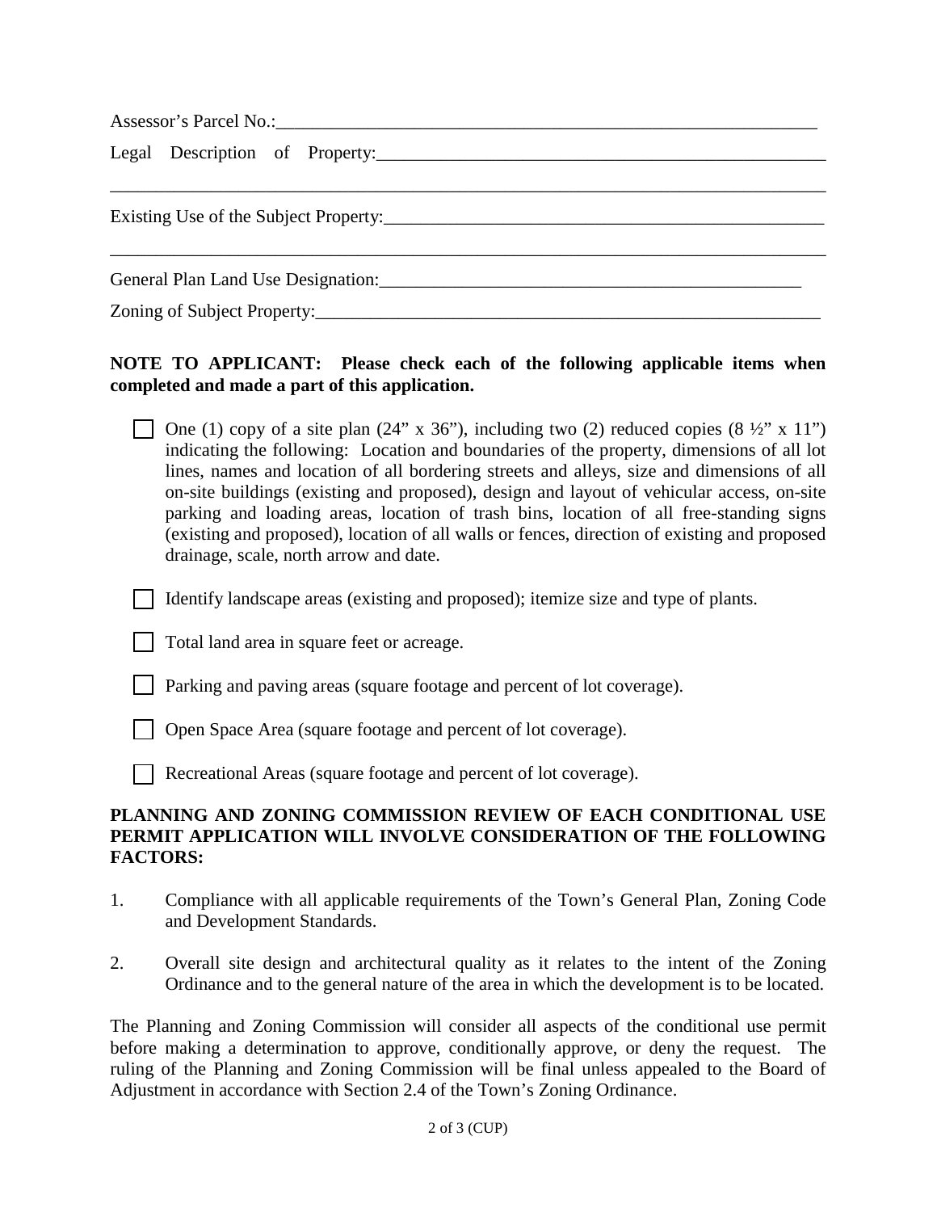Assessor's Parcel No.:_______________________________________________________________

Legal Description of Property:_______________________________________________________

_____________________________________________________________________________

Existing Use of the Subject Property:__________________________________________________

_____________________________________________________________________________

General Plan Land Use Designation:__________________________________________________

Zoning of Subject Property:_________________________________________________________

**NOTE TO APPLICANT: Please check each of the following applicable items when completed and made a part of this application.**

- ☐ One (1) copy of a site plan (24" x 36"), including two (2) reduced copies (8 ½" x 11") indicating the following: Location and boundaries of the property, dimensions of all lot lines, names and location of all bordering streets and alleys, size and dimensions of all on-site buildings (existing and proposed), design and layout of vehicular access, on-site parking and loading areas, location of trash bins, location of all free-standing signs (existing and proposed), location of all walls or fences, direction of existing and proposed drainage, scale, north arrow and date.
- ☐ Identify landscape areas (existing and proposed); itemize size and type of plants.
- ☐ Total land area in square feet or acreage.
- ☐ Parking and paving areas (square footage and percent of lot coverage).
- ☐ Open Space Area (square footage and percent of lot coverage).
- ☐ Recreational Areas (square footage and percent of lot coverage).

**PLANNING AND ZONING COMMISSION REVIEW OF EACH CONDITIONAL USE PERMIT APPLICATION WILL INVOLVE CONSIDERATION OF THE FOLLOWING FACTORS:**

1. Compliance with all applicable requirements of the Town's General Plan, Zoning Code and Development Standards.
2. Overall site design and architectural quality as it relates to the intent of the Zoning Ordinance and to the general nature of the area in which the development is to be located.

The Planning and Zoning Commission will consider all aspects of the conditional use permit before making a determination to approve, conditionally approve, or deny the request. The ruling of the Planning and Zoning Commission will be final unless appealed to the Board of Adjustment in accordance with Section 2.4 of the Town's Zoning Ordinance.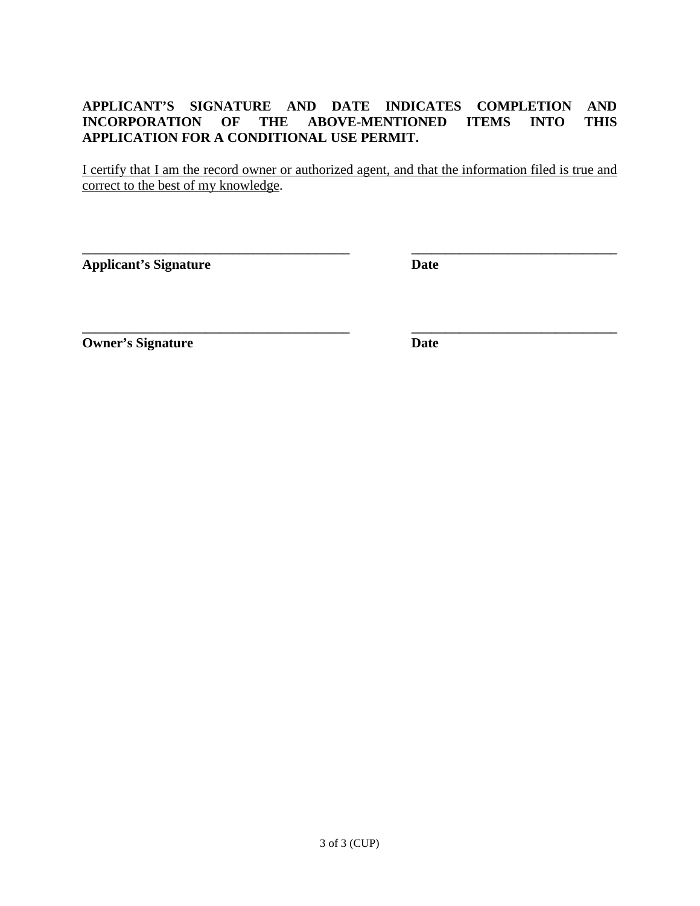**APPLICANT'S SIGNATURE AND DATE INDICATES COMPLETION AND INCORPORATION OF THE ABOVE-MENTIONED ITEMS INTO THIS APPLICATION FOR A CONDITIONAL USE PERMIT.**

<u>I certify that I am the record owner or authorized agent, and that the information filed is true and correct to the best of my knowledge</u>.

\_\_\_\_\_\_\_\_\_\_\_\_\_\_\_\_\_\_\_\_\_\_\_\_\_\_\_\_\_\_\_\_\_\_\_\_\_\_\_\_ \_\_\_\_\_\_\_\_\_\_\_\_\_\_\_\_\_\_\_\_\_\_\_\_\_\_\_\_\_\_\_

**Applicant's Signature** **Date**

\_\_\_\_\_\_\_\_\_\_\_\_\_\_\_\_\_\_\_\_\_\_\_\_\_\_\_\_\_\_\_\_\_\_\_\_\_\_\_\_ \_\_\_\_\_\_\_\_\_\_\_\_\_\_\_\_\_\_\_\_\_\_\_\_\_\_\_\_\_\_\_

**Owner's Signature** **Date**